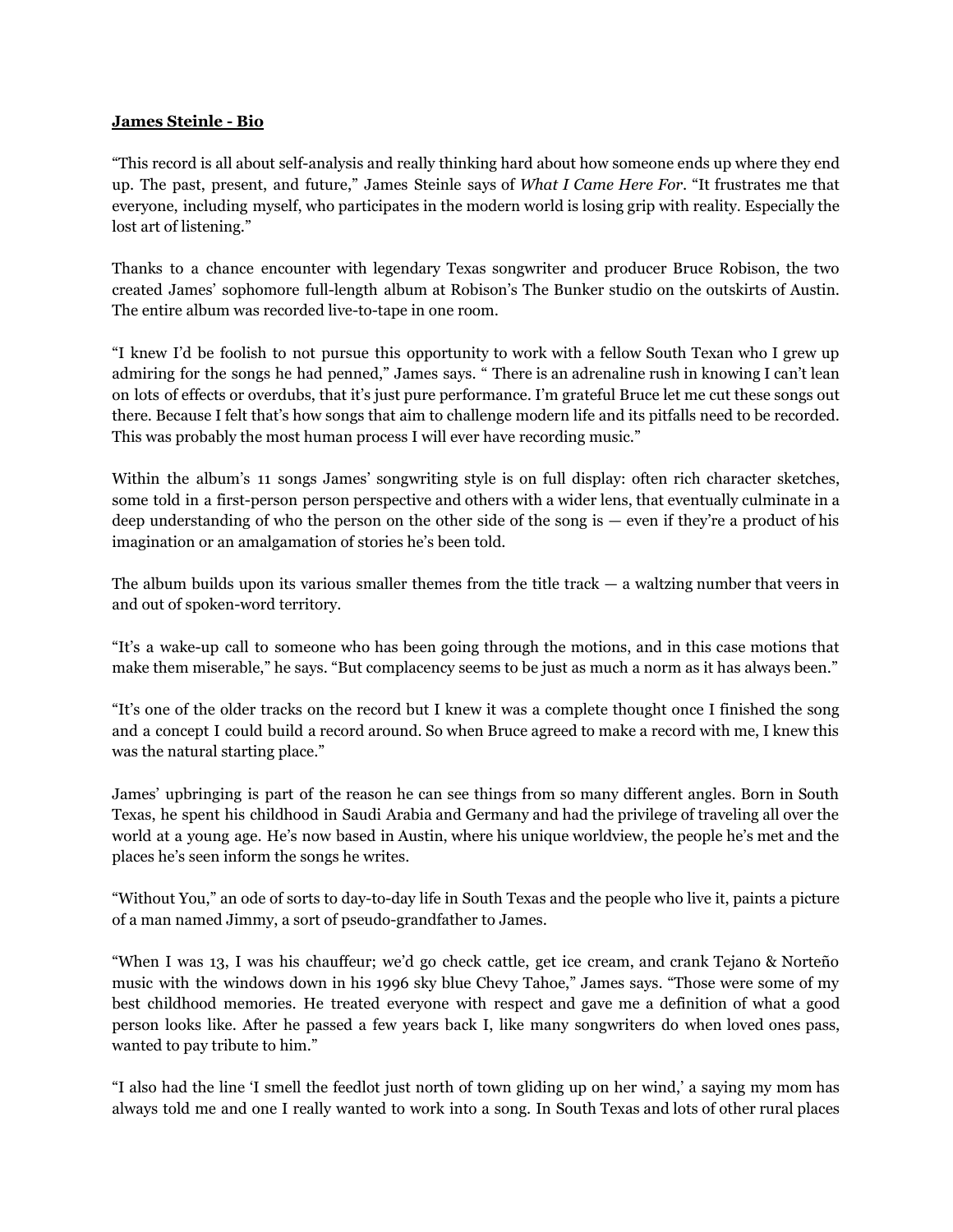**James Steinle - Bio**

"This record is all about self-analysis and really thinking hard about how someone ends up where they end up. The past, present, and future," James Steinle says of *What I Came Here For*. "It frustrates me that everyone, including myself, who participates in the modern world is losing grip with reality. Especially the lost art of listening."

Thanks to a chance encounter with legendary Texas songwriter and producer Bruce Robison, the two created James' sophomore full-length album at Robison's The Bunker studio on the outskirts of Austin. The entire album was recorded live-to-tape in one room.

"I knew I'd be foolish to not pursue this opportunity to work with a fellow South Texan who I grew up admiring for the songs he had penned," James says. " There is an adrenaline rush in knowing I can't lean on lots of effects or overdubs, that it's just pure performance. I'm grateful Bruce let me cut these songs out there. Because I felt that's how songs that aim to challenge modern life and its pitfalls need to be recorded. This was probably the most human process I will ever have recording music."

Within the album's 11 songs James' songwriting style is on full display: often rich character sketches, some told in a first-person person perspective and others with a wider lens, that eventually culminate in a deep understanding of who the person on the other side of the song is — even if they're a product of his imagination or an amalgamation of stories he's been told.

The album builds upon its various smaller themes from the title track — a waltzing number that veers in and out of spoken-word territory.

"It's a wake-up call to someone who has been going through the motions, and in this case motions that make them miserable," he says. "But complacency seems to be just as much a norm as it has always been."

"It's one of the older tracks on the record but I knew it was a complete thought once I finished the song and a concept I could build a record around. So when Bruce agreed to make a record with me, I knew this was the natural starting place."

James' upbringing is part of the reason he can see things from so many different angles. Born in South Texas, he spent his childhood in Saudi Arabia and Germany and had the privilege of traveling all over the world at a young age. He's now based in Austin, where his unique worldview, the people he's met and the places he's seen inform the songs he writes.

"Without You," an ode of sorts to day-to-day life in South Texas and the people who live it, paints a picture of a man named Jimmy, a sort of pseudo-grandfather to James.

"When I was 13, I was his chauffeur; we'd go check cattle, get ice cream, and crank Tejano & Norteño music with the windows down in his 1996 sky blue Chevy Tahoe," James says. "Those were some of my best childhood memories. He treated everyone with respect and gave me a definition of what a good person looks like. After he passed a few years back I, like many songwriters do when loved ones pass, wanted to pay tribute to him."

"I also had the line 'I smell the feedlot just north of town gliding up on her wind,' a saying my mom has always told me and one I really wanted to work into a song. In South Texas and lots of other rural places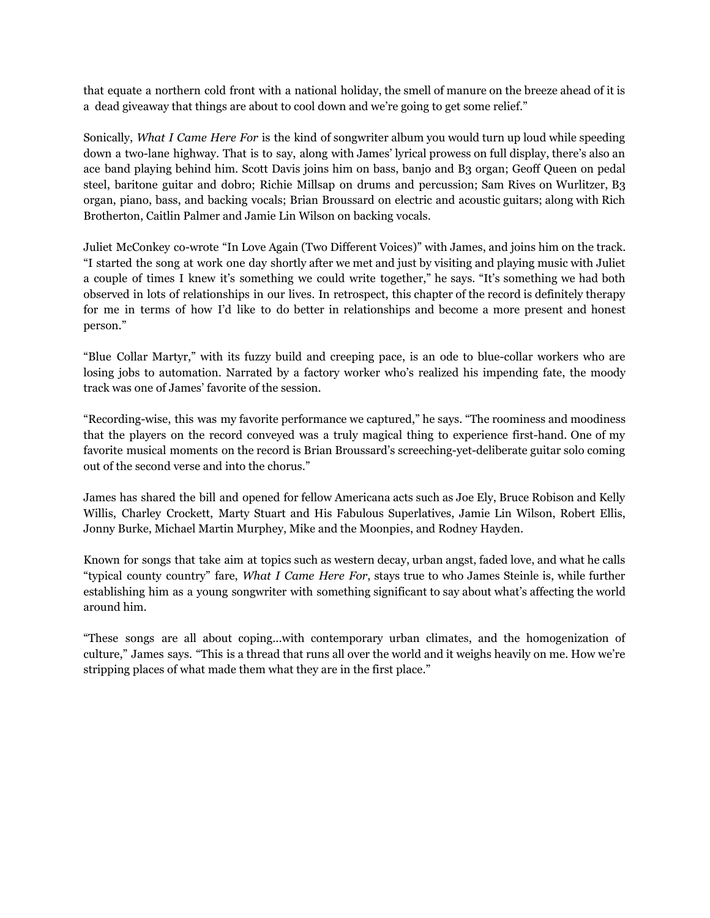that equate a northern cold front with a national holiday, the smell of manure on the breeze ahead of it is a dead giveaway that things are about to cool down and we're going to get some relief."

Sonically, *What I Came Here For* is the kind of songwriter album you would turn up loud while speeding down a two-lane highway. That is to say, along with James' lyrical prowess on full display, there's also an ace band playing behind him. Scott Davis joins him on bass, banjo and B3 organ; Geoff Queen on pedal steel, baritone guitar and dobro; Richie Millsap on drums and percussion; Sam Rives on Wurlitzer, B3 organ, piano, bass, and backing vocals; Brian Broussard on electric and acoustic guitars; along with Rich Brotherton, Caitlin Palmer and Jamie Lin Wilson on backing vocals.

Juliet McConkey co-wrote "In Love Again (Two Different Voices)" with James, and joins him on the track. "I started the song at work one day shortly after we met and just by visiting and playing music with Juliet a couple of times I knew it's something we could write together," he says. "It's something we had both observed in lots of relationships in our lives. In retrospect, this chapter of the record is definitely therapy for me in terms of how I'd like to do better in relationships and become a more present and honest person."

"Blue Collar Martyr," with its fuzzy build and creeping pace, is an ode to blue-collar workers who are losing jobs to automation. Narrated by a factory worker who's realized his impending fate, the moody track was one of James' favorite of the session.

"Recording-wise, this was my favorite performance we captured," he says. "The roominess and moodiness that the players on the record conveyed was a truly magical thing to experience first-hand. One of my favorite musical moments on the record is Brian Broussard's screeching-yet-deliberate guitar solo coming out of the second verse and into the chorus."

James has shared the bill and opened for fellow Americana acts such as Joe Ely, Bruce Robison and Kelly Willis, Charley Crockett, Marty Stuart and His Fabulous Superlatives, Jamie Lin Wilson, Robert Ellis, Jonny Burke, Michael Martin Murphey, Mike and the Moonpies, and Rodney Hayden.

Known for songs that take aim at topics such as western decay, urban angst, faded love, and what he calls "typical county country" fare, *What I Came Here For*, stays true to who James Steinle is, while further establishing him as a young songwriter with something significant to say about what's affecting the world around him.

"These songs are all about coping…with contemporary urban climates, and the homogenization of culture," James says. "This is a thread that runs all over the world and it weighs heavily on me. How we're stripping places of what made them what they are in the first place."